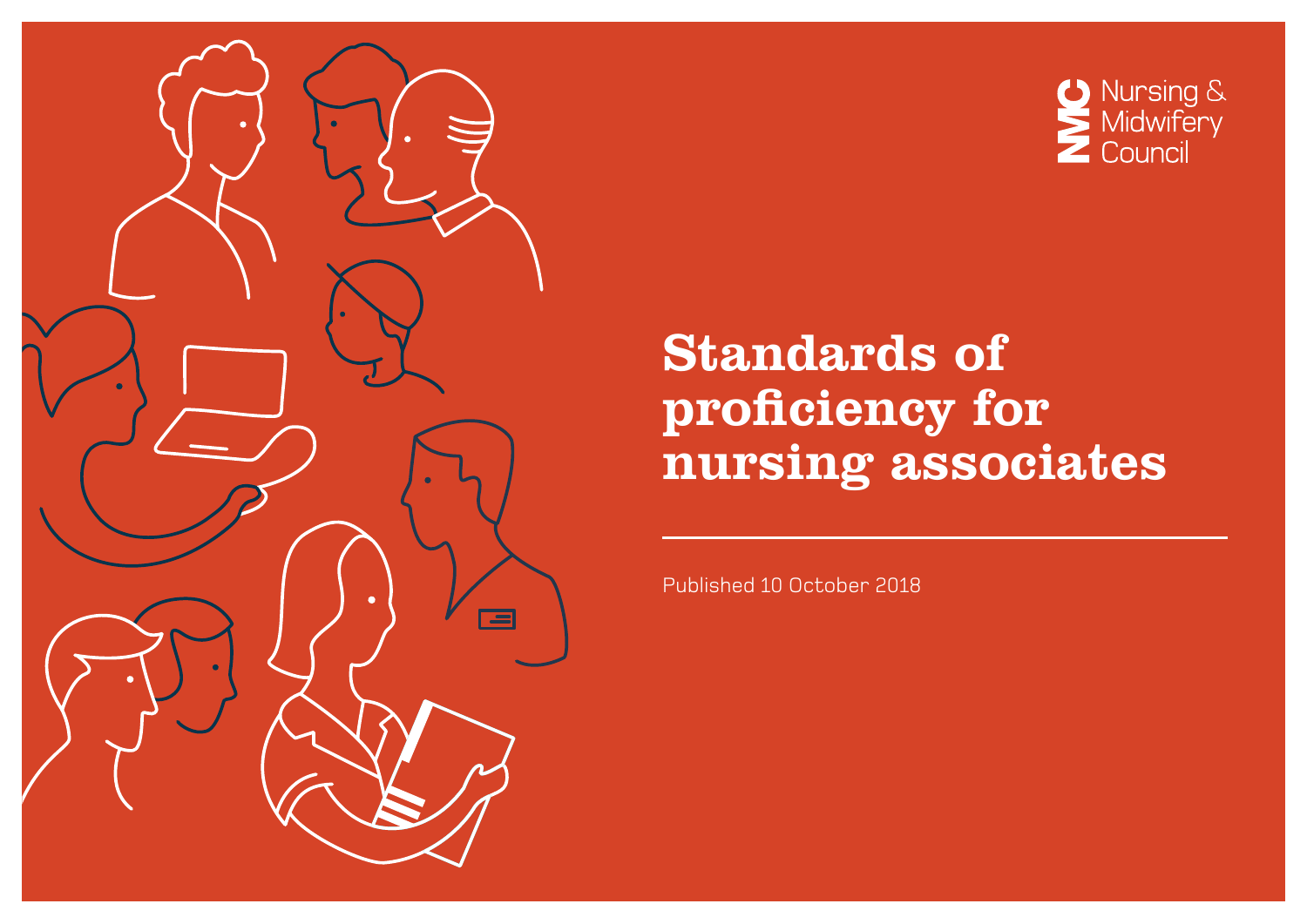Nursing & Midwifery Council

# Standards of proficiency for nursing associates

Published 10 October 2018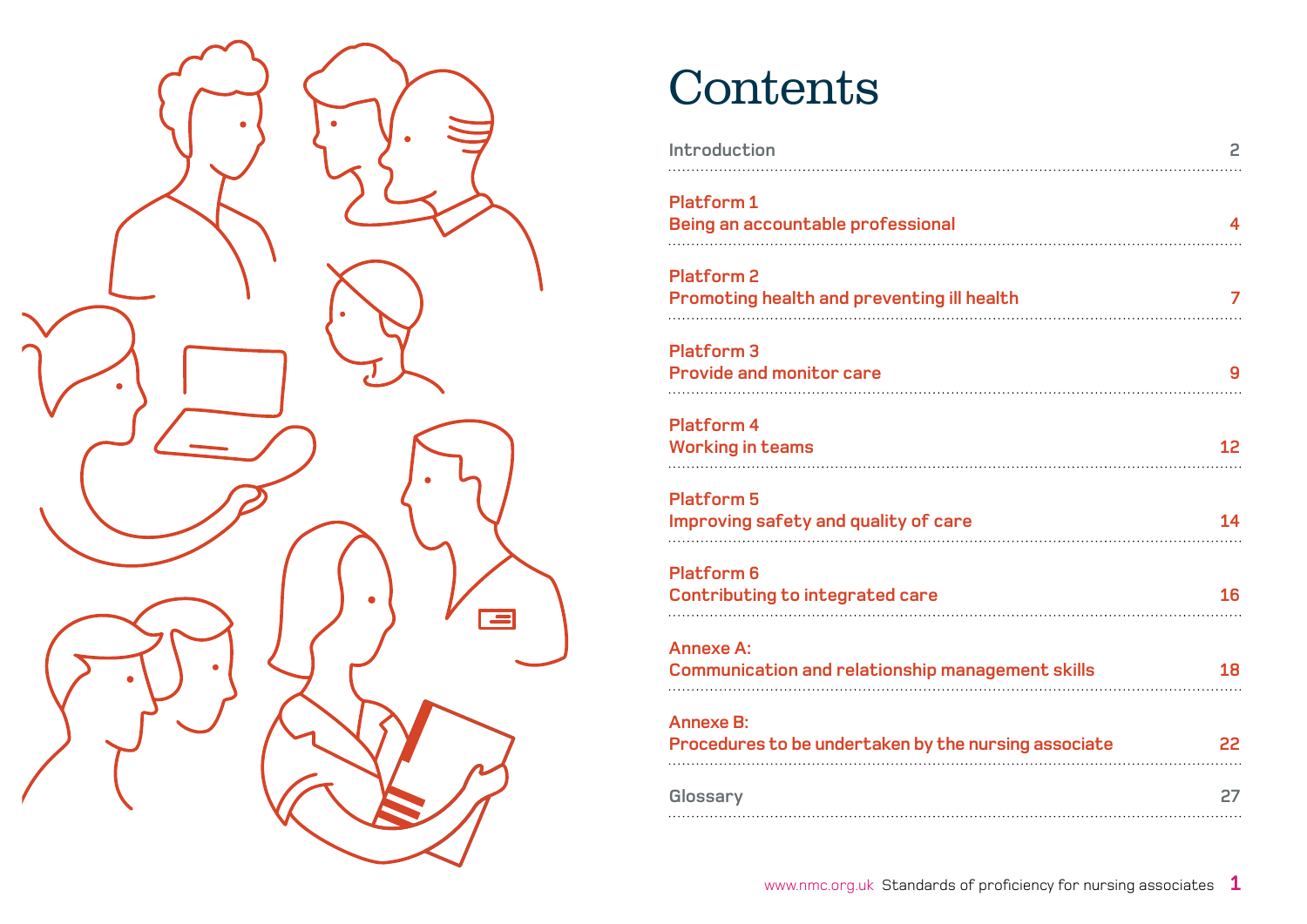# Contents

| | |
|---|---|
| Introduction | 2 |
| **Platform 1**<br>**Being an accountable professional** | 4 |
| **Platform 2**<br>**Promoting health and preventing ill health** | 7 |
| **Platform 3**<br>**Provide and monitor care** | 9 |
| **Platform 4**<br>**Working in teams** | 12 |
| **Platform 5**<br>**Improving safety and quality of care** | 14 |
| **Platform 6**<br>**Contributing to integrated care** | 16 |
| **Annexe A:**<br>**Communication and relationship management skills** | 18 |
| **Annexe B:**<br>**Procedures to be undertaken by the nursing associate** | 22 |
| Glossary | 27 |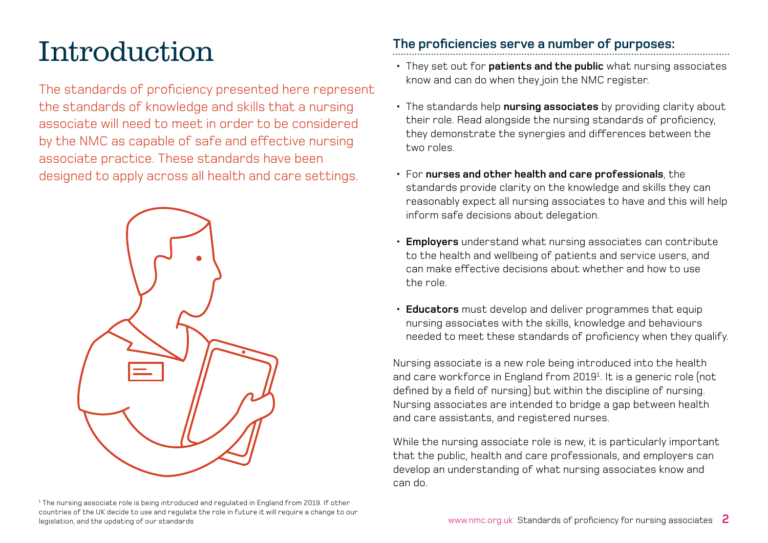# Introduction

The standards of proficiency presented here represent the standards of knowledge and skills that a nursing associate will need to meet in order to be considered by the NMC as capable of safe and effective nursing associate practice. These standards have been designed to apply across all health and care settings.

## The proficiencies serve a number of purposes:

- They set out for **patients and the public** what nursing associates know and can do when they join the NMC register.
- The standards help **nursing associates** by providing clarity about their role. Read alongside the nursing standards of proficiency, they demonstrate the synergies and differences between the two roles.
- For **nurses and other health and care professionals**, the standards provide clarity on the knowledge and skills they can reasonably expect all nursing associates to have and this will help inform safe decisions about delegation.
- **Employers** understand what nursing associates can contribute to the health and wellbeing of patients and service users, and can make effective decisions about whether and how to use the role.
- **Educators** must develop and deliver programmes that equip nursing associates with the skills, knowledge and behaviours needed to meet these standards of proficiency when they qualify.

Nursing associate is a new role being introduced into the health and care workforce in England from 2019[1]. It is a generic role (not defined by a field of nursing) but within the discipline of nursing. Nursing associates are intended to bridge a gap between health and care assistants, and registered nurses.

While the nursing associate role is new, it is particularly important that the public, health and care professionals, and employers can develop an understanding of what nursing associates know and can do.

[1] The nursing associate role is being introduced and regulated in England from 2019. If other countries of the UK decide to use and regulate the role in future it will require a change to our legislation, and the updating of our standards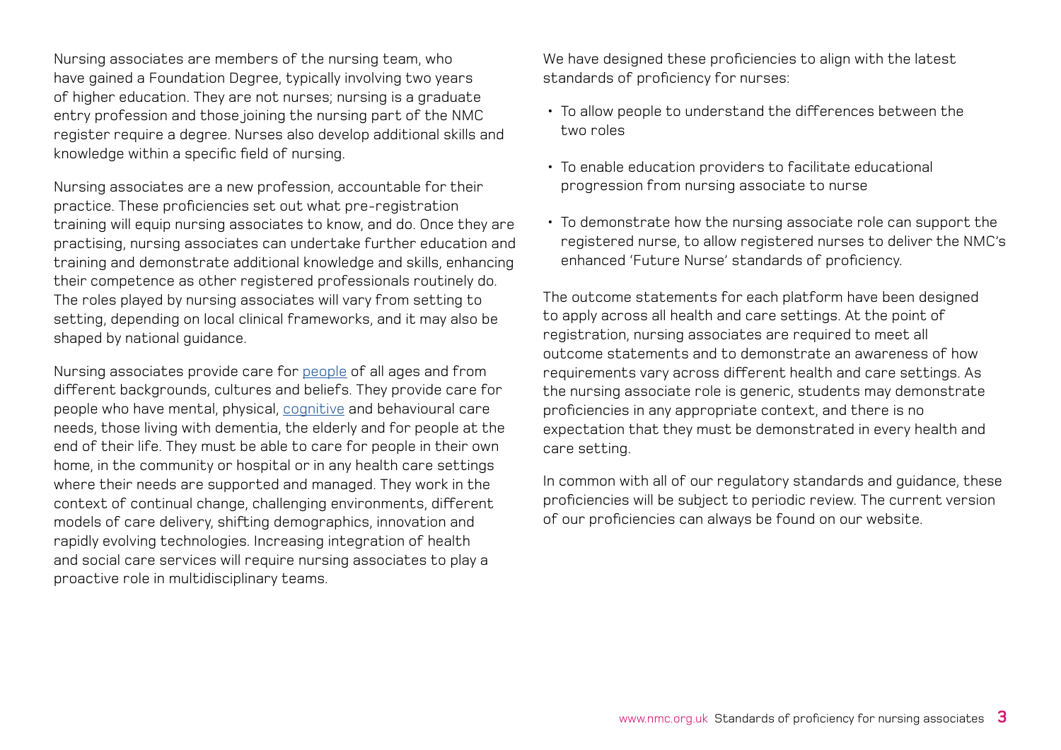Nursing associates are members of the nursing team, who have gained a Foundation Degree, typically involving two years of higher education. They are not nurses; nursing is a graduate entry profession and those joining the nursing part of the NMC register require a degree. Nurses also develop additional skills and knowledge within a specific field of nursing.

Nursing associates are a new profession, accountable for their practice. These proficiencies set out what pre-registration training will equip nursing associates to know, and do. Once they are practising, nursing associates can undertake further education and training and demonstrate additional knowledge and skills, enhancing their competence as other registered professionals routinely do. The roles played by nursing associates will vary from setting to setting, depending on local clinical frameworks, and it may also be shaped by national guidance.

Nursing associates provide care for people of all ages and from different backgrounds, cultures and beliefs. They provide care for people who have mental, physical, cognitive and behavioural care needs, those living with dementia, the elderly and for people at the end of their life. They must be able to care for people in their own home, in the community or hospital or in any health care settings where their needs are supported and managed. They work in the context of continual change, challenging environments, different models of care delivery, shifting demographics, innovation and rapidly evolving technologies. Increasing integration of health and social care services will require nursing associates to play a proactive role in multidisciplinary teams.

We have designed these proficiencies to align with the latest standards of proficiency for nurses:

- To allow people to understand the differences between the two roles
- To enable education providers to facilitate educational progression from nursing associate to nurse
- To demonstrate how the nursing associate role can support the registered nurse, to allow registered nurses to deliver the NMC's enhanced 'Future Nurse' standards of proficiency.

The outcome statements for each platform have been designed to apply across all health and care settings. At the point of registration, nursing associates are required to meet all outcome statements and to demonstrate an awareness of how requirements vary across different health and care settings. As the nursing associate role is generic, students may demonstrate proficiencies in any appropriate context, and there is no expectation that they must be demonstrated in every health and care setting.

In common with all of our regulatory standards and guidance, these proficiencies will be subject to periodic review. The current version of our proficiencies can always be found on our website.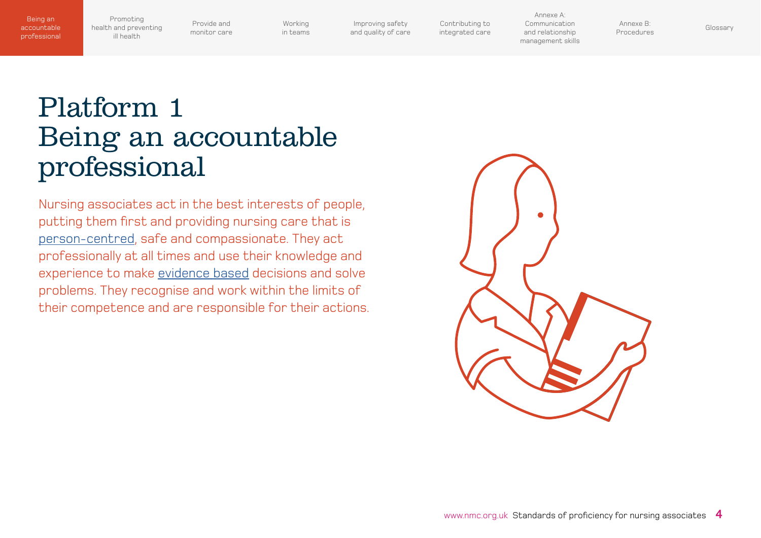# Platform 1
# Being an accountable professional

Nursing associates act in the best interests of people, putting them first and providing nursing care that is person-centred, safe and compassionate. They act professionally at all times and use their knowledge and experience to make evidence based decisions and solve problems. They recognise and work within the limits of their competence and are responsible for their actions.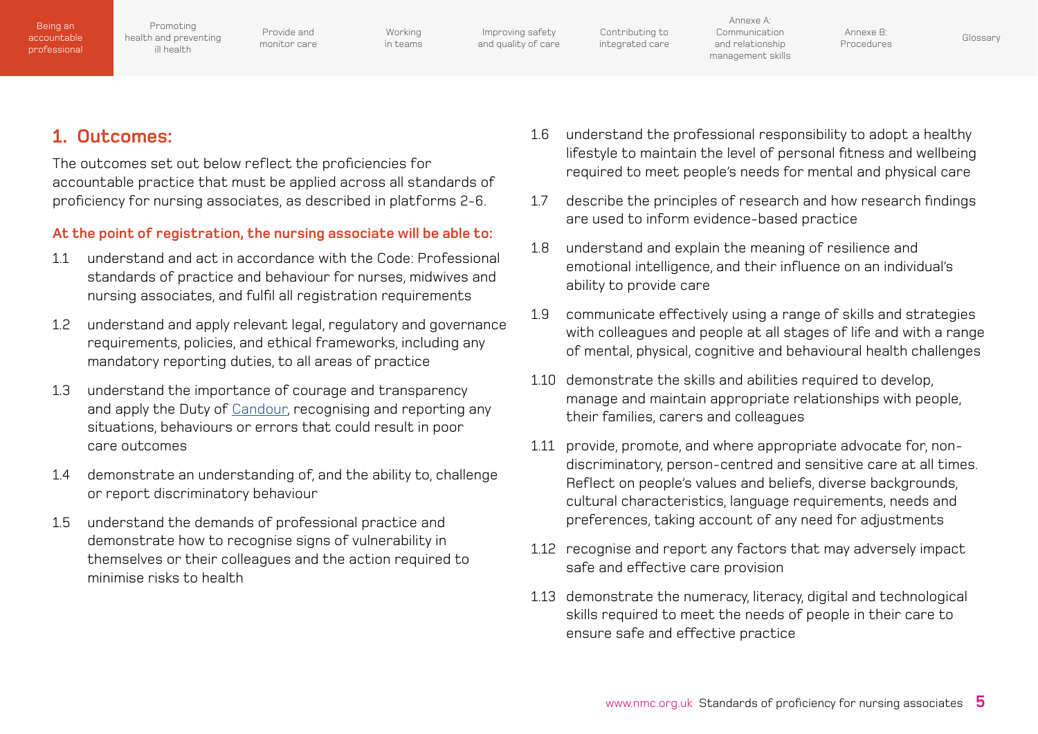## 1. Outcomes:

The outcomes set out below reflect the proficiencies for accountable practice that must be applied across all standards of proficiency for nursing associates, as described in platforms 2-6.

**At the point of registration, the nursing associate will be able to:**

1.1 understand and act in accordance with the Code: Professional standards of practice and behaviour for nurses, midwives and nursing associates, and fulfil all registration requirements

1.2 understand and apply relevant legal, regulatory and governance requirements, policies, and ethical frameworks, including any mandatory reporting duties, to all areas of practice

1.3 understand the importance of courage and transparency and apply the Duty of Candour, recognising and reporting any situations, behaviours or errors that could result in poor care outcomes

1.4 demonstrate an understanding of, and the ability to, challenge or report discriminatory behaviour

1.5 understand the demands of professional practice and demonstrate how to recognise signs of vulnerability in themselves or their colleagues and the action required to minimise risks to health

1.6 understand the professional responsibility to adopt a healthy lifestyle to maintain the level of personal fitness and wellbeing required to meet people's needs for mental and physical care

1.7 describe the principles of research and how research findings are used to inform evidence-based practice

1.8 understand and explain the meaning of resilience and emotional intelligence, and their influence on an individual's ability to provide care

1.9 communicate effectively using a range of skills and strategies with colleagues and people at all stages of life and with a range of mental, physical, cognitive and behavioural health challenges

1.10 demonstrate the skills and abilities required to develop, manage and maintain appropriate relationships with people, their families, carers and colleagues

1.11 provide, promote, and where appropriate advocate for, non-discriminatory, person-centred and sensitive care at all times. Reflect on people's values and beliefs, diverse backgrounds, cultural characteristics, language requirements, needs and preferences, taking account of any need for adjustments

1.12 recognise and report any factors that may adversely impact safe and effective care provision

1.13 demonstrate the numeracy, literacy, digital and technological skills required to meet the needs of people in their care to ensure safe and effective practice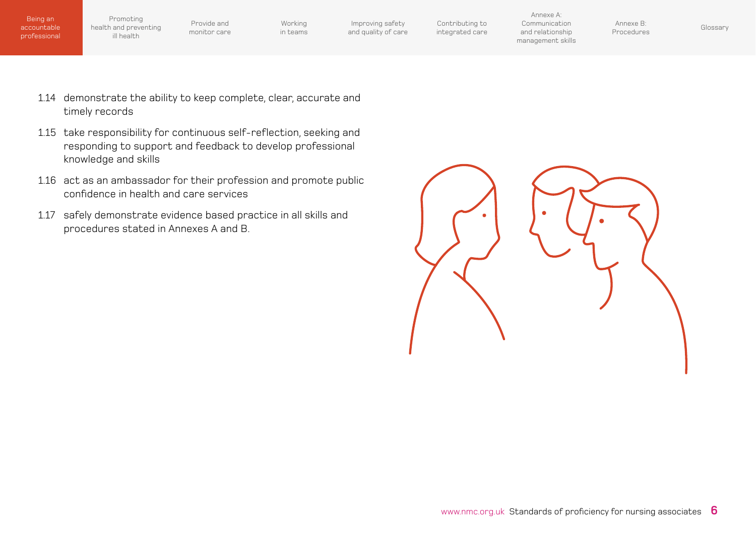1.14 demonstrate the ability to keep complete, clear, accurate and timely records

1.15 take responsibility for continuous self-reflection, seeking and responding to support and feedback to develop professional knowledge and skills

1.16 act as an ambassador for their profession and promote public confidence in health and care services

1.17 safely demonstrate evidence based practice in all skills and procedures stated in Annexes A and B.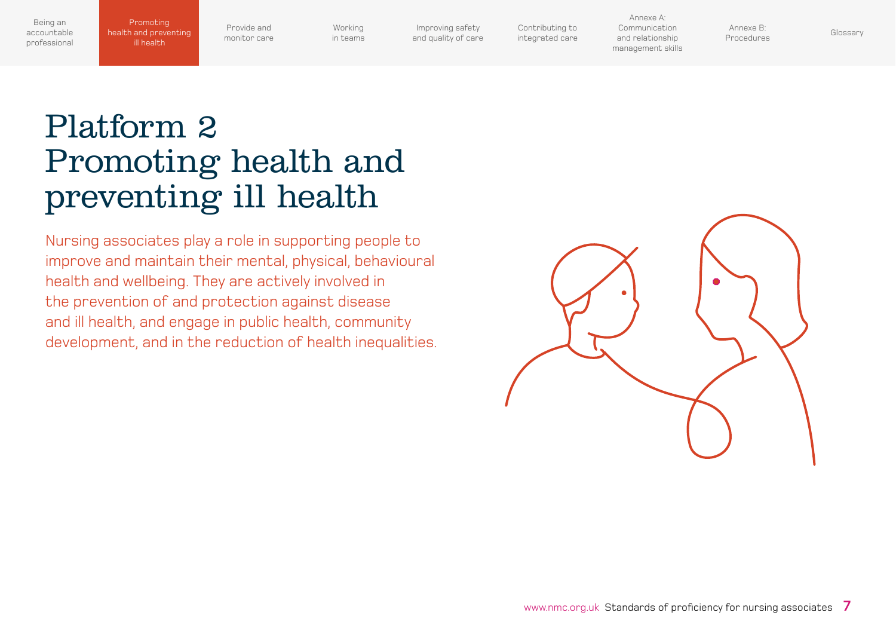# Platform 2 Promoting health and preventing ill health

Nursing associates play a role in supporting people to improve and maintain their mental, physical, behavioural health and wellbeing. They are actively involved in the prevention of and protection against disease and ill health, and engage in public health, community development, and in the reduction of health inequalities.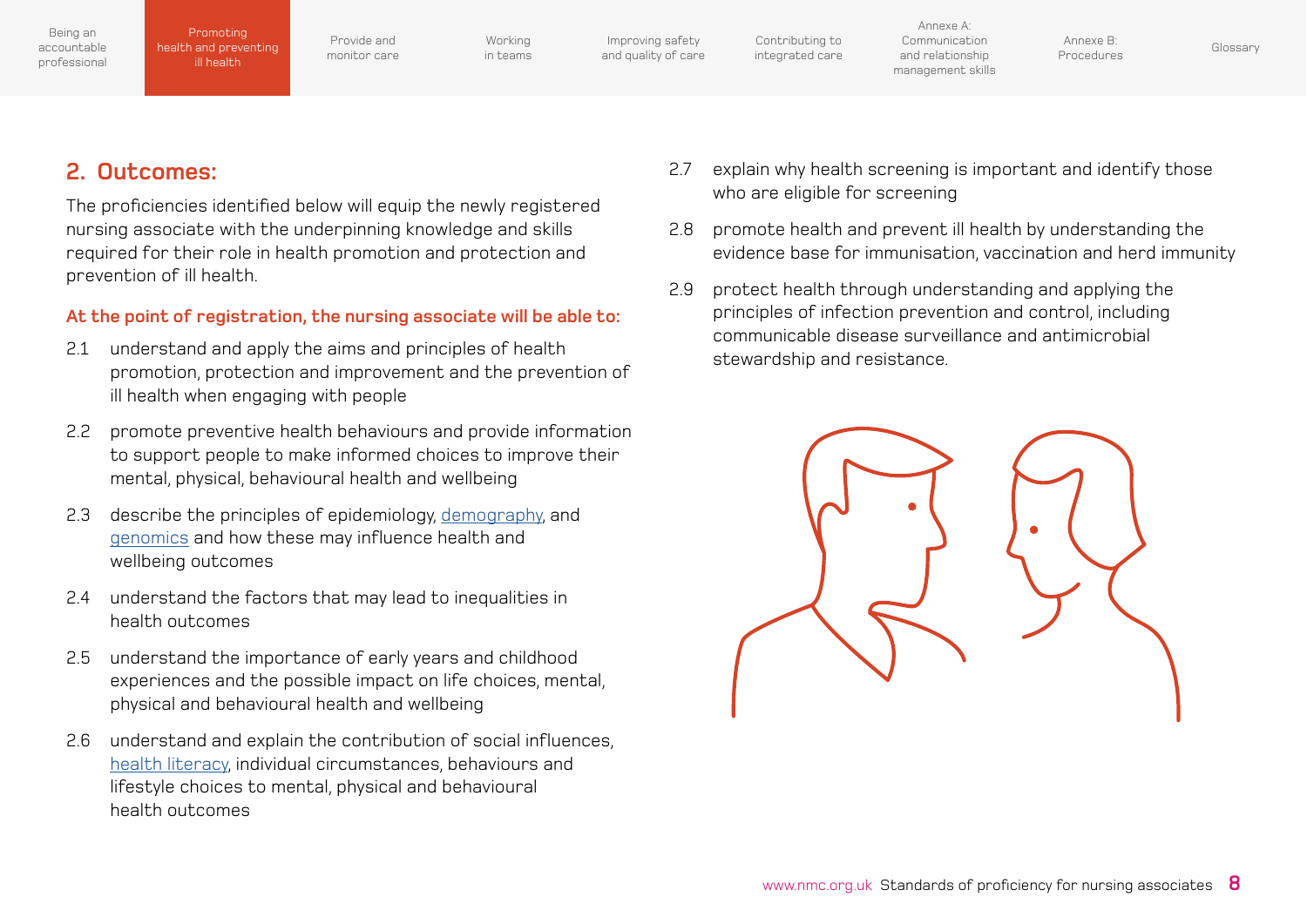## 2. Outcomes:

The proficiencies identified below will equip the newly registered nursing associate with the underpinning knowledge and skills required for their role in health promotion and protection and prevention of ill health.

**At the point of registration, the nursing associate will be able to:**

2.1 understand and apply the aims and principles of health promotion, protection and improvement and the prevention of ill health when engaging with people

2.2 promote preventive health behaviours and provide information to support people to make informed choices to improve their mental, physical, behavioural health and wellbeing

2.3 describe the principles of epidemiology, demography, and genomics and how these may influence health and wellbeing outcomes

2.4 understand the factors that may lead to inequalities in health outcomes

2.5 understand the importance of early years and childhood experiences and the possible impact on life choices, mental, physical and behavioural health and wellbeing

2.6 understand and explain the contribution of social influences, health literacy, individual circumstances, behaviours and lifestyle choices to mental, physical and behavioural health outcomes

2.7 explain why health screening is important and identify those who are eligible for screening

2.8 promote health and prevent ill health by understanding the evidence base for immunisation, vaccination and herd immunity

2.9 protect health through understanding and applying the principles of infection prevention and control, including communicable disease surveillance and antimicrobial stewardship and resistance.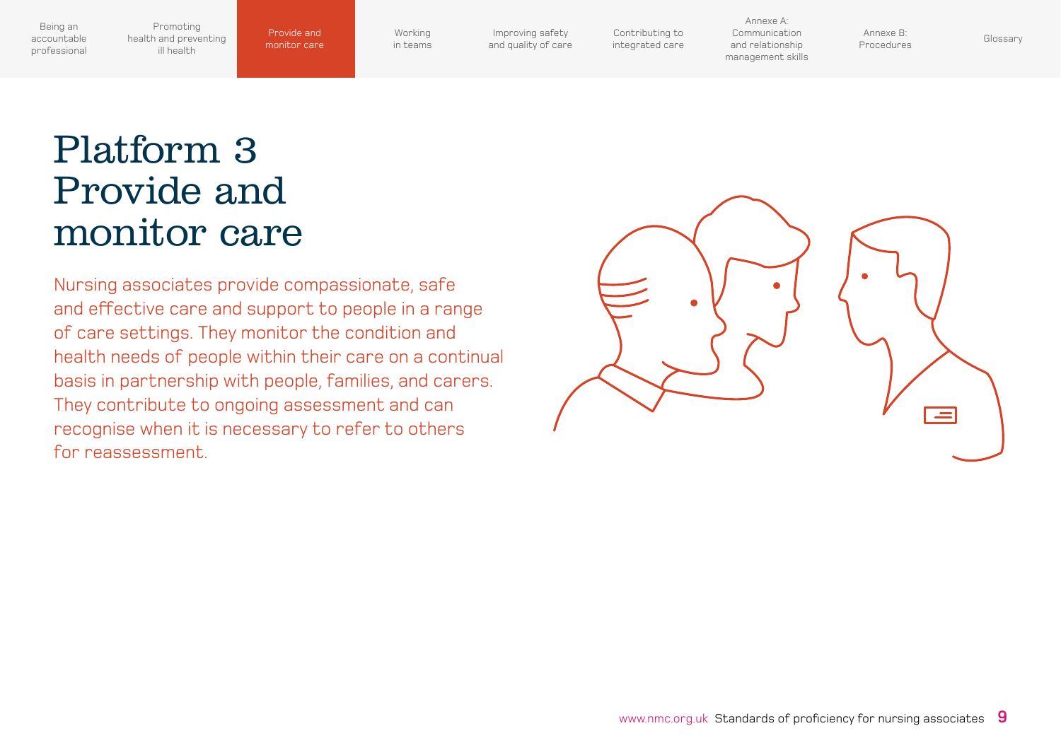# Platform 3 Provide and monitor care

Nursing associates provide compassionate, safe and effective care and support to people in a range of care settings. They monitor the condition and health needs of people within their care on a continual basis in partnership with people, families, and carers. They contribute to ongoing assessment and can recognise when it is necessary to refer to others for reassessment.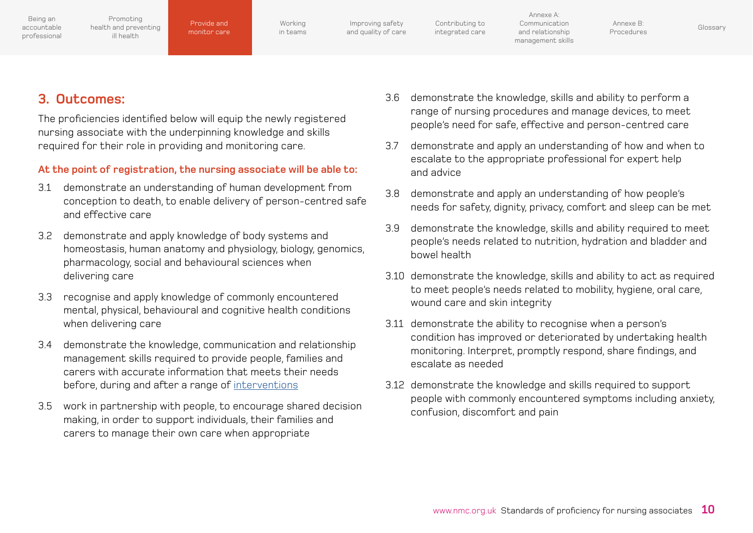## 3. Outcomes:

The proficiencies identified below will equip the newly registered nursing associate with the underpinning knowledge and skills required for their role in providing and monitoring care.

**At the point of registration, the nursing associate will be able to:**

3.1 demonstrate an understanding of human development from conception to death, to enable delivery of person-centred safe and effective care

3.2 demonstrate and apply knowledge of body systems and homeostasis, human anatomy and physiology, biology, genomics, pharmacology, social and behavioural sciences when delivering care

3.3 recognise and apply knowledge of commonly encountered mental, physical, behavioural and cognitive health conditions when delivering care

3.4 demonstrate the knowledge, communication and relationship management skills required to provide people, families and carers with accurate information that meets their needs before, during and after a range of interventions

3.5 work in partnership with people, to encourage shared decision making, in order to support individuals, their families and carers to manage their own care when appropriate

3.6 demonstrate the knowledge, skills and ability to perform a range of nursing procedures and manage devices, to meet people's need for safe, effective and person-centred care

3.7 demonstrate and apply an understanding of how and when to escalate to the appropriate professional for expert help and advice

3.8 demonstrate and apply an understanding of how people's needs for safety, dignity, privacy, comfort and sleep can be met

3.9 demonstrate the knowledge, skills and ability required to meet people's needs related to nutrition, hydration and bladder and bowel health

3.10 demonstrate the knowledge, skills and ability to act as required to meet people's needs related to mobility, hygiene, oral care, wound care and skin integrity

3.11 demonstrate the ability to recognise when a person's condition has improved or deteriorated by undertaking health monitoring. Interpret, promptly respond, share findings, and escalate as needed

3.12 demonstrate the knowledge and skills required to support people with commonly encountered symptoms including anxiety, confusion, discomfort and pain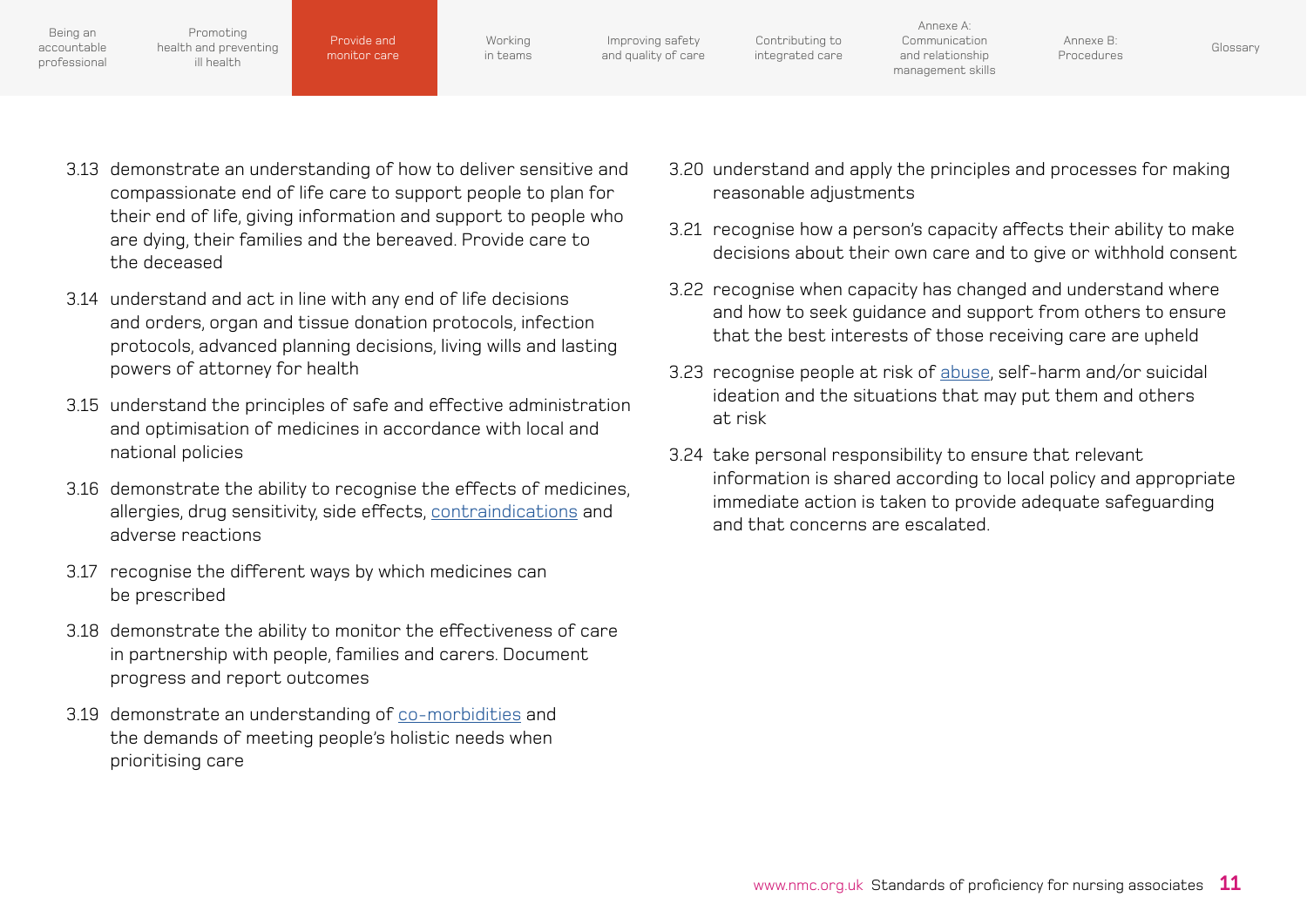3.13 demonstrate an understanding of how to deliver sensitive and compassionate end of life care to support people to plan for their end of life, giving information and support to people who are dying, their families and the bereaved. Provide care to the deceased

3.14 understand and act in line with any end of life decisions and orders, organ and tissue donation protocols, infection protocols, advanced planning decisions, living wills and lasting powers of attorney for health

3.15 understand the principles of safe and effective administration and optimisation of medicines in accordance with local and national policies

3.16 demonstrate the ability to recognise the effects of medicines, allergies, drug sensitivity, side effects, contraindications and adverse reactions

3.17 recognise the different ways by which medicines can be prescribed

3.18 demonstrate the ability to monitor the effectiveness of care in partnership with people, families and carers. Document progress and report outcomes

3.19 demonstrate an understanding of co-morbidities and the demands of meeting people's holistic needs when prioritising care

3.20 understand and apply the principles and processes for making reasonable adjustments

3.21 recognise how a person's capacity affects their ability to make decisions about their own care and to give or withhold consent

3.22 recognise when capacity has changed and understand where and how to seek guidance and support from others to ensure that the best interests of those receiving care are upheld

3.23 recognise people at risk of abuse, self-harm and/or suicidal ideation and the situations that may put them and others at risk

3.24 take personal responsibility to ensure that relevant information is shared according to local policy and appropriate immediate action is taken to provide adequate safeguarding and that concerns are escalated.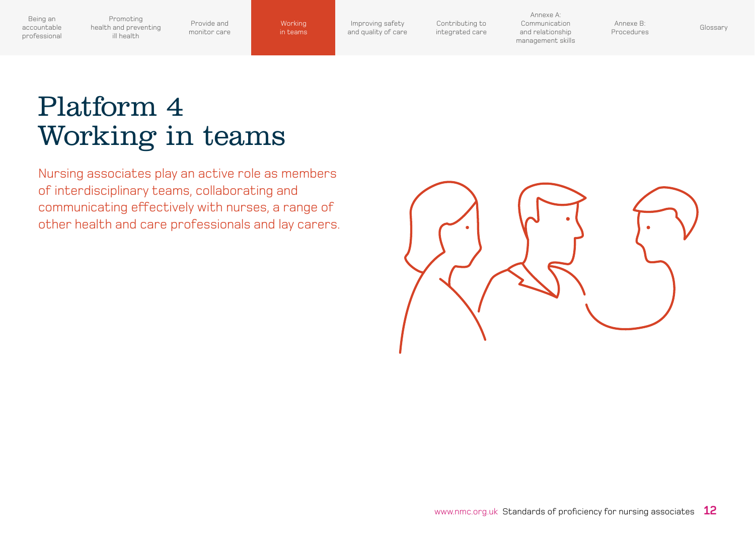# Platform 4
# Working in teams

Nursing associates play an active role as members of interdisciplinary teams, collaborating and communicating effectively with nurses, a range of other health and care professionals and lay carers.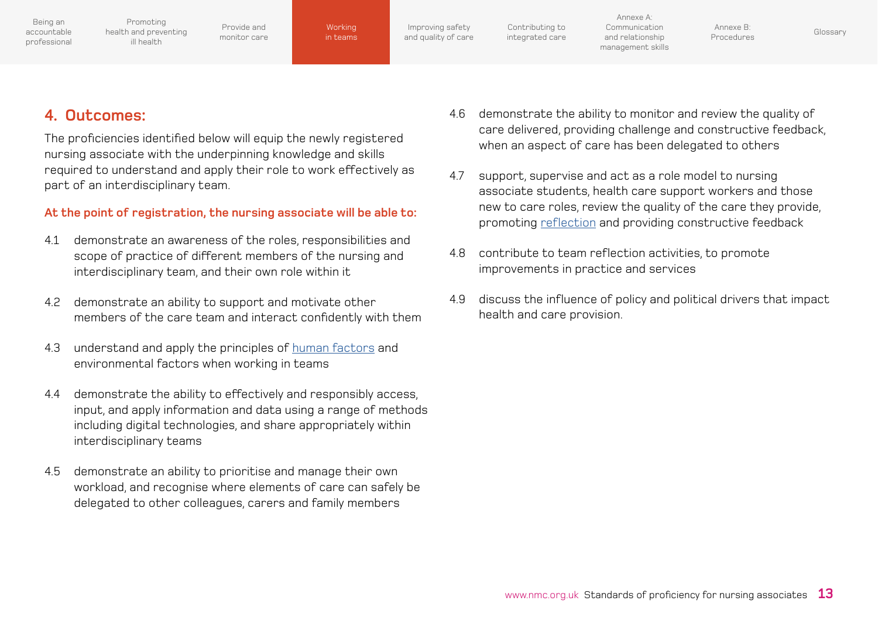## 4. Outcomes:

The proficiencies identified below will equip the newly registered nursing associate with the underpinning knowledge and skills required to understand and apply their role to work effectively as part of an interdisciplinary team.

**At the point of registration, the nursing associate will be able to:**

4.1 demonstrate an awareness of the roles, responsibilities and scope of practice of different members of the nursing and interdisciplinary team, and their own role within it

4.2 demonstrate an ability to support and motivate other members of the care team and interact confidently with them

4.3 understand and apply the principles of human factors and environmental factors when working in teams

4.4 demonstrate the ability to effectively and responsibly access, input, and apply information and data using a range of methods including digital technologies, and share appropriately within interdisciplinary teams

4.5 demonstrate an ability to prioritise and manage their own workload, and recognise where elements of care can safely be delegated to other colleagues, carers and family members

4.6 demonstrate the ability to monitor and review the quality of care delivered, providing challenge and constructive feedback, when an aspect of care has been delegated to others

4.7 support, supervise and act as a role model to nursing associate students, health care support workers and those new to care roles, review the quality of the care they provide, promoting reflection and providing constructive feedback

4.8 contribute to team reflection activities, to promote improvements in practice and services

4.9 discuss the influence of policy and political drivers that impact health and care provision.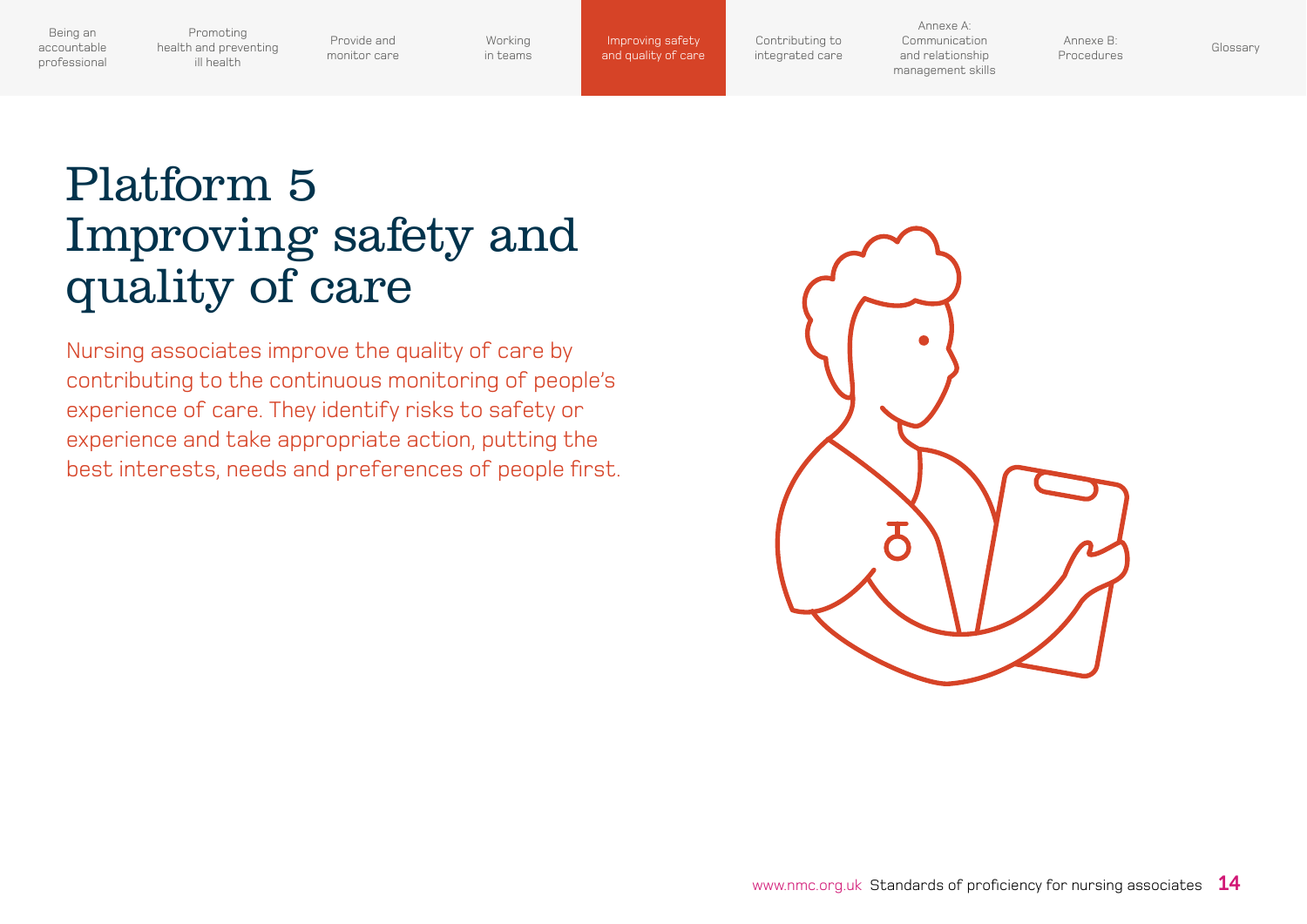# Platform 5
# Improving safety and quality of care

Nursing associates improve the quality of care by contributing to the continuous monitoring of people's experience of care. They identify risks to safety or experience and take appropriate action, putting the best interests, needs and preferences of people first.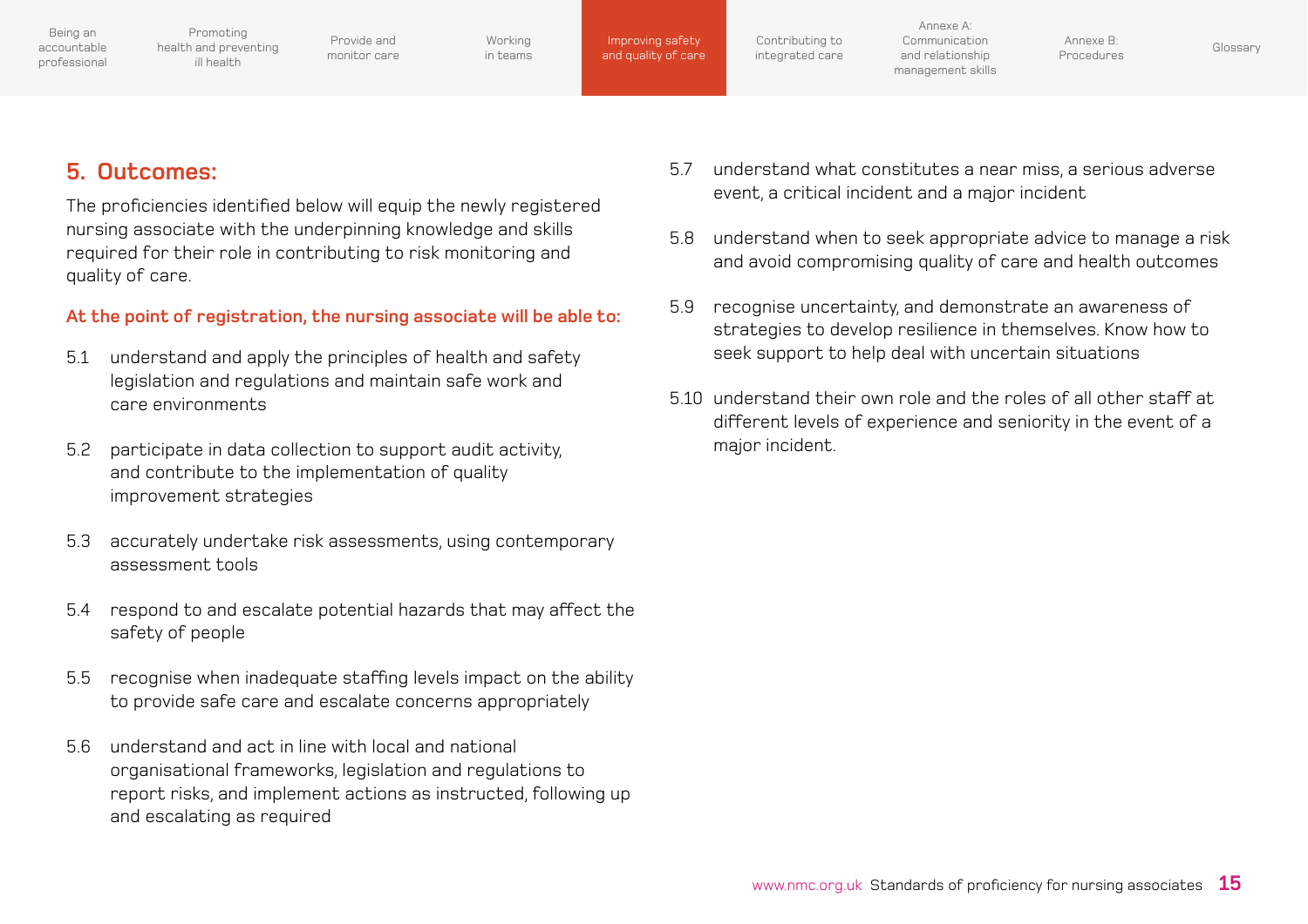## 5. Outcomes:

The proficiencies identified below will equip the newly registered nursing associate with the underpinning knowledge and skills required for their role in contributing to risk monitoring and quality of care.

**At the point of registration, the nursing associate will be able to:**

5.1 understand and apply the principles of health and safety legislation and regulations and maintain safe work and care environments

5.2 participate in data collection to support audit activity, and contribute to the implementation of quality improvement strategies

5.3 accurately undertake risk assessments, using contemporary assessment tools

5.4 respond to and escalate potential hazards that may affect the safety of people

5.5 recognise when inadequate staffing levels impact on the ability to provide safe care and escalate concerns appropriately

5.6 understand and act in line with local and national organisational frameworks, legislation and regulations to report risks, and implement actions as instructed, following up and escalating as required

5.7 understand what constitutes a near miss, a serious adverse event, a critical incident and a major incident

5.8 understand when to seek appropriate advice to manage a risk and avoid compromising quality of care and health outcomes

5.9 recognise uncertainty, and demonstrate an awareness of strategies to develop resilience in themselves. Know how to seek support to help deal with uncertain situations

5.10 understand their own role and the roles of all other staff at different levels of experience and seniority in the event of a major incident.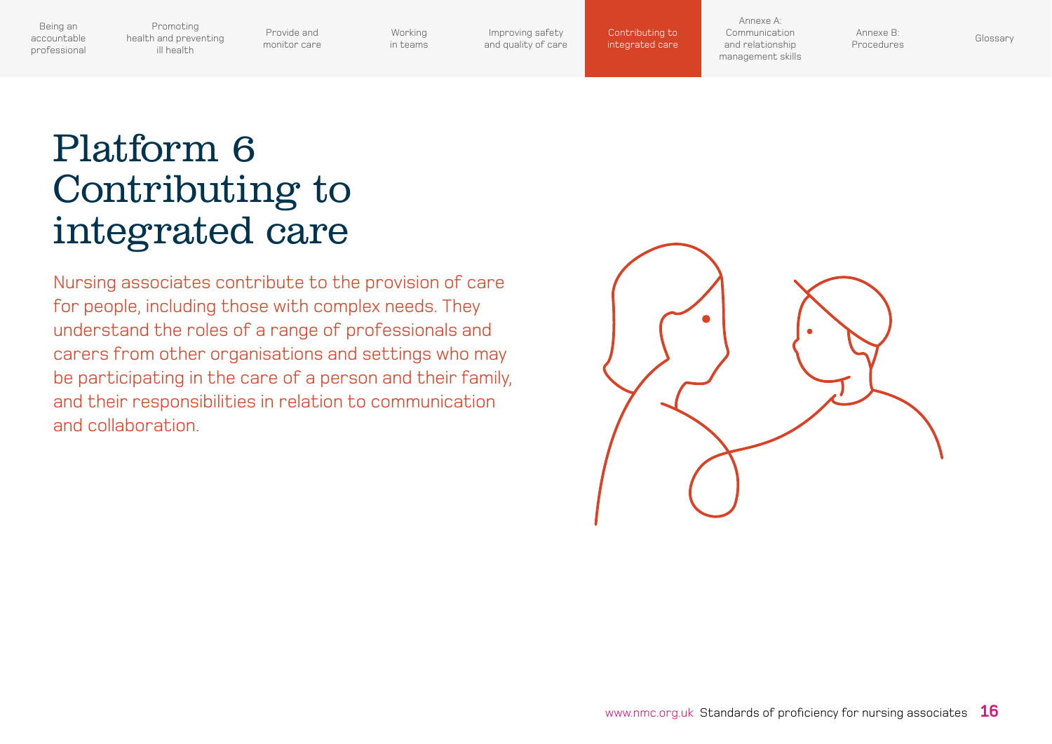# Platform 6 Contributing to integrated care

Nursing associates contribute to the provision of care for people, including those with complex needs. They understand the roles of a range of professionals and carers from other organisations and settings who may be participating in the care of a person and their family, and their responsibilities in relation to communication and collaboration.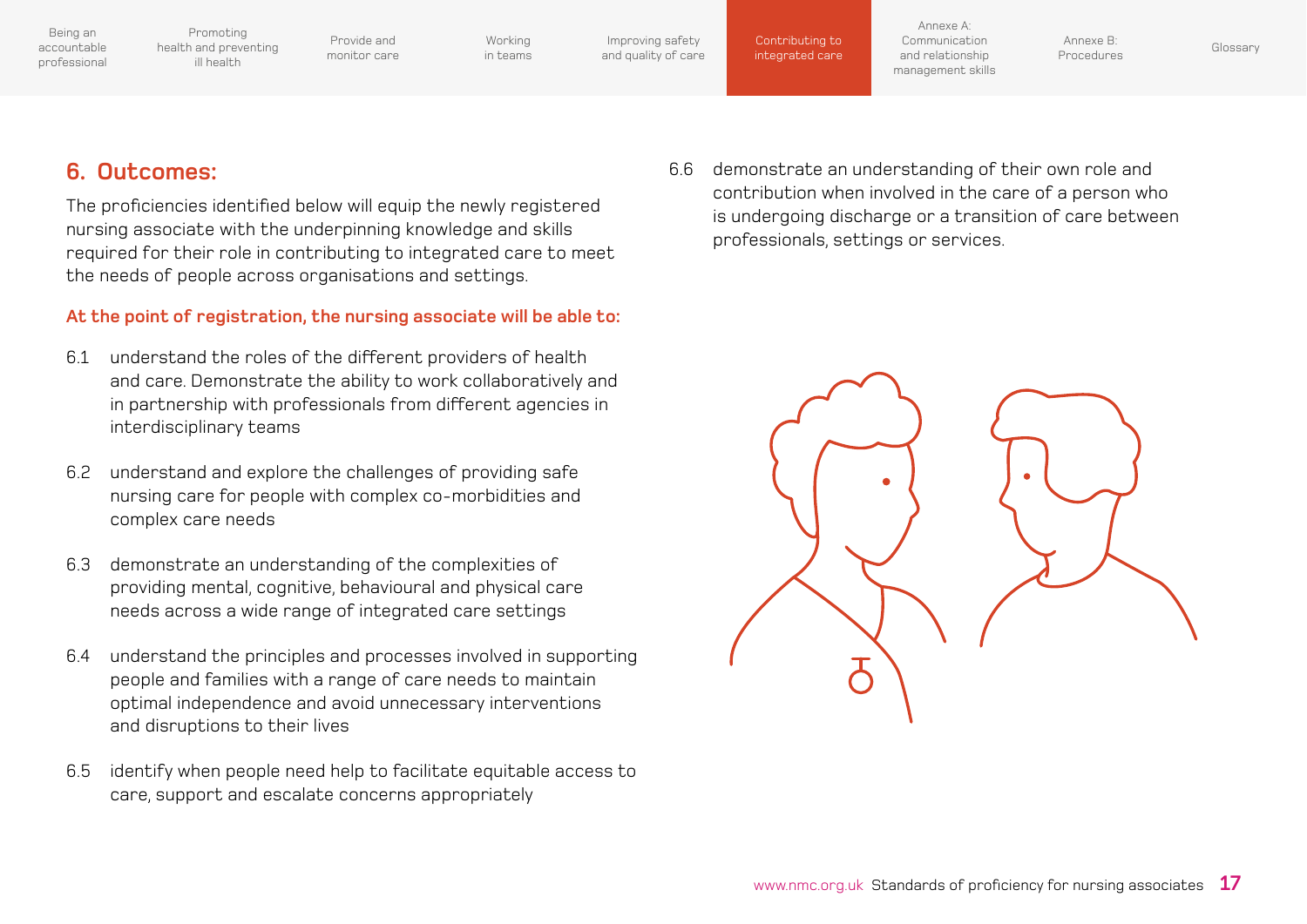## 6. Outcomes:

The proficiencies identified below will equip the newly registered nursing associate with the underpinning knowledge and skills required for their role in contributing to integrated care to meet the needs of people across organisations and settings.

**At the point of registration, the nursing associate will be able to:**

6.1 understand the roles of the different providers of health and care. Demonstrate the ability to work collaboratively and in partnership with professionals from different agencies in interdisciplinary teams

6.2 understand and explore the challenges of providing safe nursing care for people with complex co-morbidities and complex care needs

6.3 demonstrate an understanding of the complexities of providing mental, cognitive, behavioural and physical care needs across a wide range of integrated care settings

6.4 understand the principles and processes involved in supporting people and families with a range of care needs to maintain optimal independence and avoid unnecessary interventions and disruptions to their lives

6.5 identify when people need help to facilitate equitable access to care, support and escalate concerns appropriately

6.6 demonstrate an understanding of their own role and contribution when involved in the care of a person who is undergoing discharge or a transition of care between professionals, settings or services.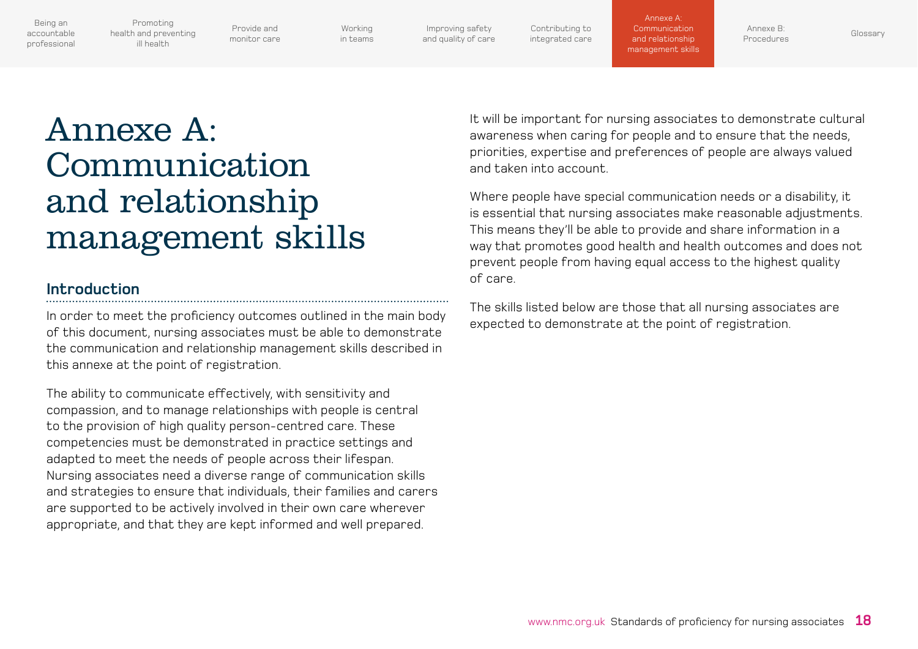# Annexe A: Communication and relationship management skills

## Introduction

In order to meet the proficiency outcomes outlined in the main body of this document, nursing associates must be able to demonstrate the communication and relationship management skills described in this annexe at the point of registration.

The ability to communicate effectively, with sensitivity and compassion, and to manage relationships with people is central to the provision of high quality person-centred care. These competencies must be demonstrated in practice settings and adapted to meet the needs of people across their lifespan. Nursing associates need a diverse range of communication skills and strategies to ensure that individuals, their families and carers are supported to be actively involved in their own care wherever appropriate, and that they are kept informed and well prepared.

It will be important for nursing associates to demonstrate cultural awareness when caring for people and to ensure that the needs, priorities, expertise and preferences of people are always valued and taken into account.

Where people have special communication needs or a disability, it is essential that nursing associates make reasonable adjustments. This means they'll be able to provide and share information in a way that promotes good health and health outcomes and does not prevent people from having equal access to the highest quality of care.

The skills listed below are those that all nursing associates are expected to demonstrate at the point of registration.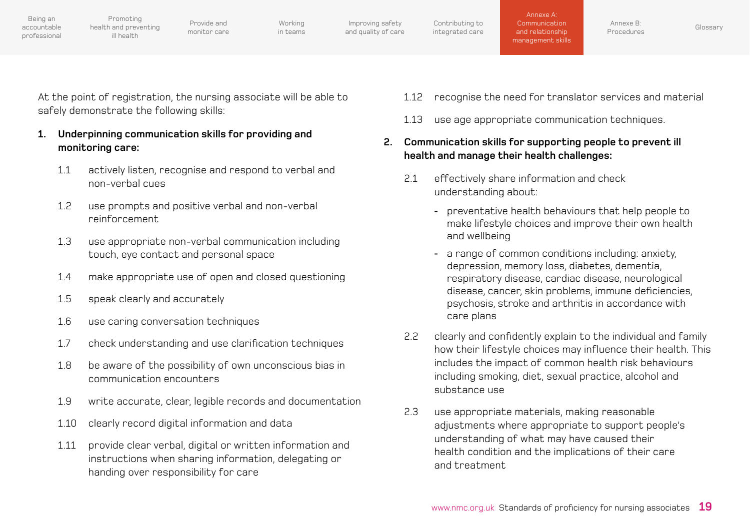At the point of registration, the nursing associate will be able to safely demonstrate the following skills:

1. **Underpinning communication skills for providing and monitoring care:**

   1.1 actively listen, recognise and respond to verbal and non-verbal cues

   1.2 use prompts and positive verbal and non-verbal reinforcement

   1.3 use appropriate non-verbal communication including touch, eye contact and personal space

   1.4 make appropriate use of open and closed questioning

   1.5 speak clearly and accurately

   1.6 use caring conversation techniques

   1.7 check understanding and use clarification techniques

   1.8 be aware of the possibility of own unconscious bias in communication encounters

   1.9 write accurate, clear, legible records and documentation

   1.10 clearly record digital information and data

   1.11 provide clear verbal, digital or written information and instructions when sharing information, delegating or handing over responsibility for care

   1.12 recognise the need for translator services and material

   1.13 use age appropriate communication techniques.

2. **Communication skills for supporting people to prevent ill health and manage their health challenges:**

   2.1 effectively share information and check understanding about:

   - preventative health behaviours that help people to make lifestyle choices and improve their own health and wellbeing
   - a range of common conditions including: anxiety, depression, memory loss, diabetes, dementia, respiratory disease, cardiac disease, neurological disease, cancer, skin problems, immune deficiencies, psychosis, stroke and arthritis in accordance with care plans

   2.2 clearly and confidently explain to the individual and family how their lifestyle choices may influence their health. This includes the impact of common health risk behaviours including smoking, diet, sexual practice, alcohol and substance use

   2.3 use appropriate materials, making reasonable adjustments where appropriate to support people's understanding of what may have caused their health condition and the implications of their care and treatment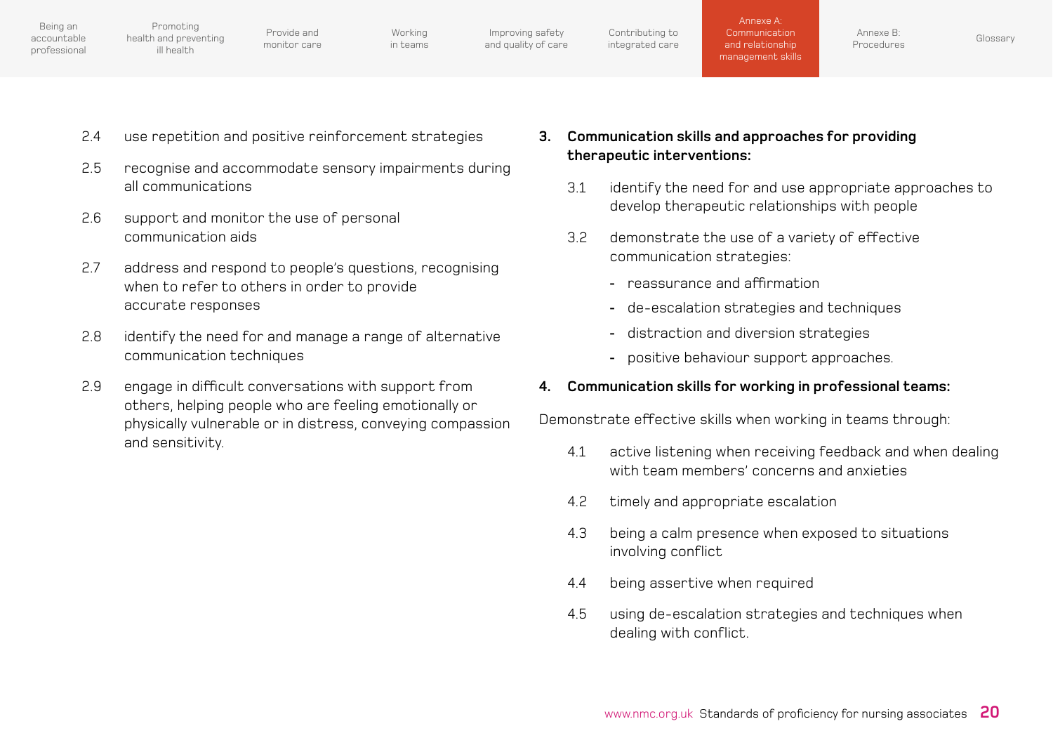2.4 use repetition and positive reinforcement strategies

2.5 recognise and accommodate sensory impairments during all communications

2.6 support and monitor the use of personal communication aids

2.7 address and respond to people's questions, recognising when to refer to others in order to provide accurate responses

2.8 identify the need for and manage a range of alternative communication techniques

2.9 engage in difficult conversations with support from others, helping people who are feeling emotionally or physically vulnerable or in distress, conveying compassion and sensitivity.

**3. Communication skills and approaches for providing therapeutic interventions:**

3.1 identify the need for and use appropriate approaches to develop therapeutic relationships with people

3.2 demonstrate the use of a variety of effective communication strategies:

- reassurance and affirmation
- de-escalation strategies and techniques
- distraction and diversion strategies
- positive behaviour support approaches.

**4. Communication skills for working in professional teams:**

Demonstrate effective skills when working in teams through:

4.1 active listening when receiving feedback and when dealing with team members' concerns and anxieties

4.2 timely and appropriate escalation

4.3 being a calm presence when exposed to situations involving conflict

4.4 being assertive when required

4.5 using de-escalation strategies and techniques when dealing with conflict.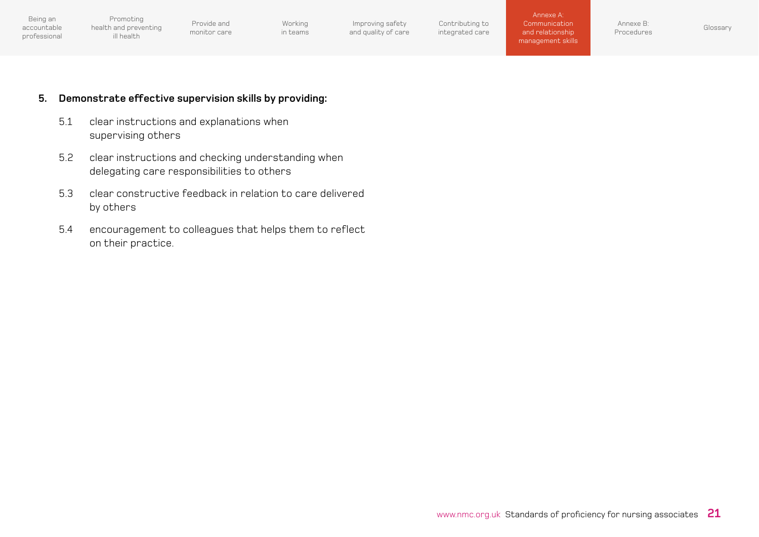**5. Demonstrate effective supervision skills by providing:**

5.1 clear instructions and explanations when supervising others

5.2 clear instructions and checking understanding when delegating care responsibilities to others

5.3 clear constructive feedback in relation to care delivered by others

5.4 encouragement to colleagues that helps them to reflect on their practice.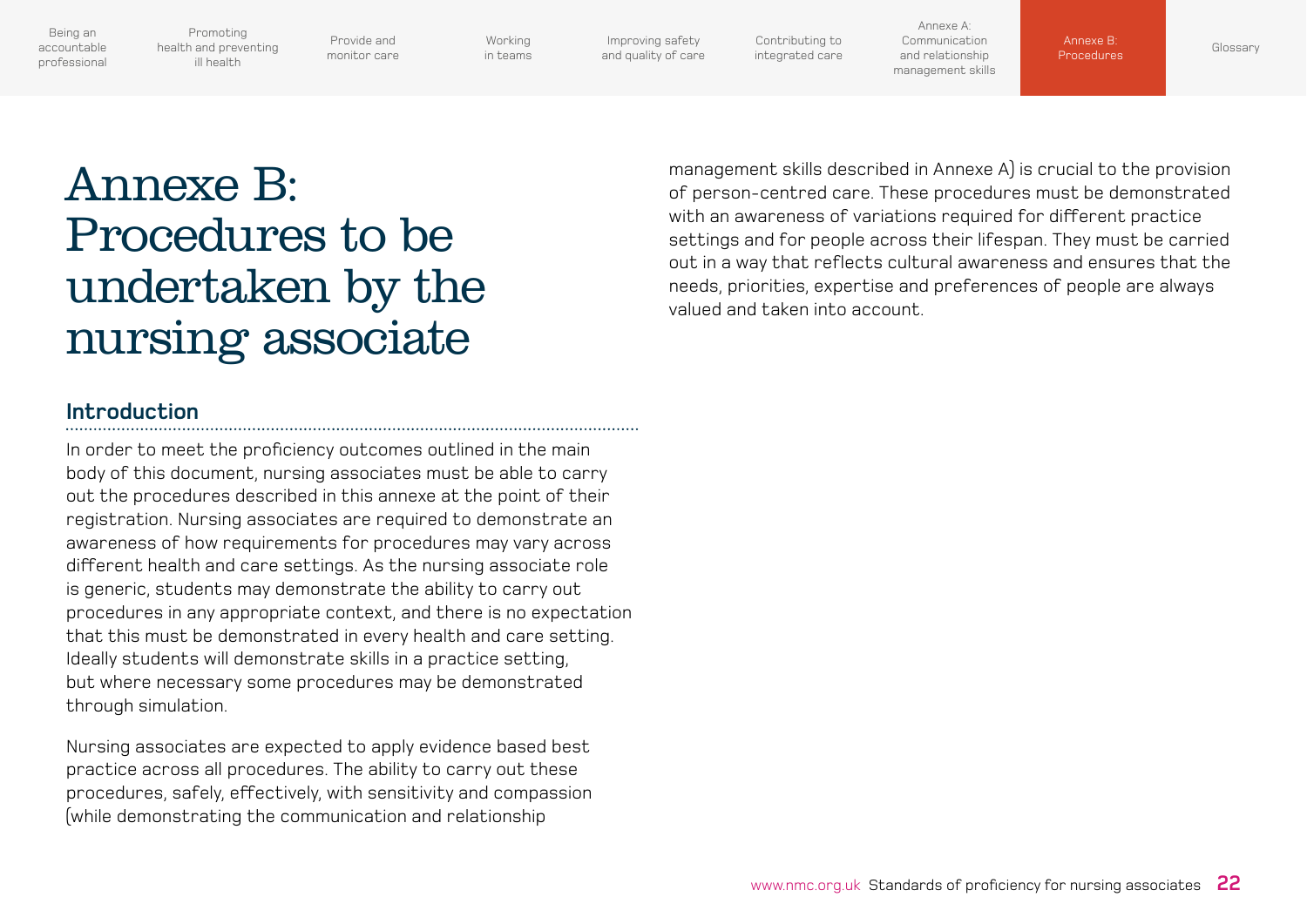# Annexe B: Procedures to be undertaken by the nursing associate

## Introduction

In order to meet the proficiency outcomes outlined in the main body of this document, nursing associates must be able to carry out the procedures described in this annexe at the point of their registration. Nursing associates are required to demonstrate an awareness of how requirements for procedures may vary across different health and care settings. As the nursing associate role is generic, students may demonstrate the ability to carry out procedures in any appropriate context, and there is no expectation that this must be demonstrated in every health and care setting. Ideally students will demonstrate skills in a practice setting, but where necessary some procedures may be demonstrated through simulation.

Nursing associates are expected to apply evidence based best practice across all procedures. The ability to carry out these procedures, safely, effectively, with sensitivity and compassion (while demonstrating the communication and relationship management skills described in Annexe A) is crucial to the provision of person-centred care. These procedures must be demonstrated with an awareness of variations required for different practice settings and for people across their lifespan. They must be carried out in a way that reflects cultural awareness and ensures that the needs, priorities, expertise and preferences of people are always valued and taken into account.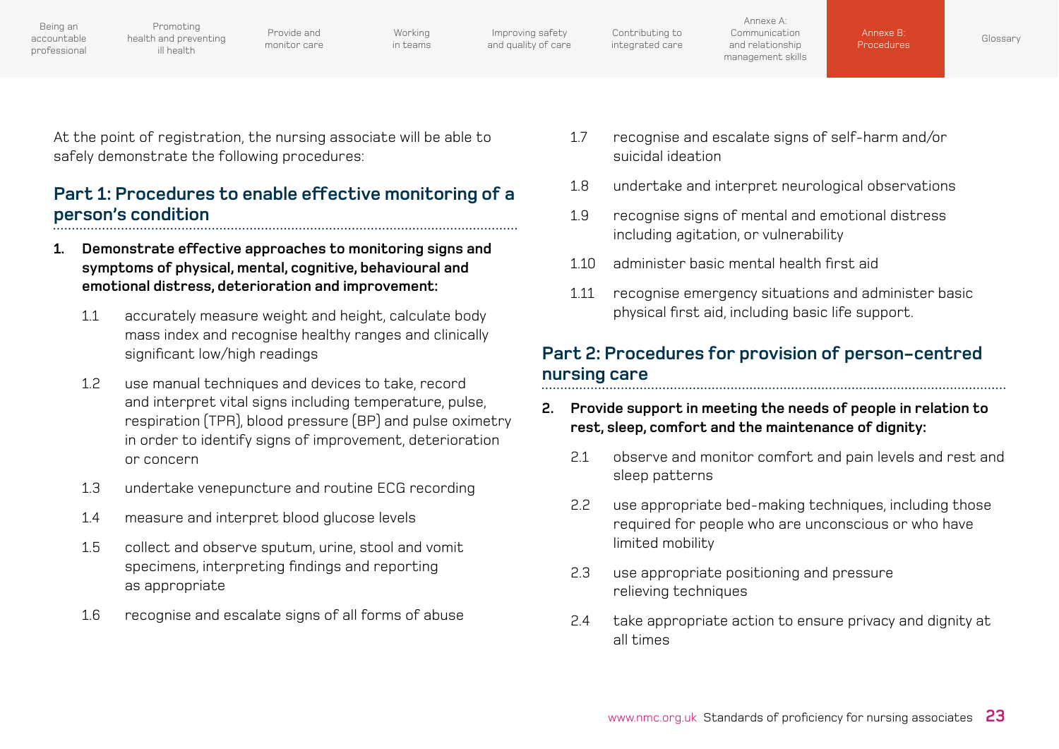At the point of registration, the nursing associate will be able to safely demonstrate the following procedures:

## Part 1: Procedures to enable effective monitoring of a person's condition

**1. Demonstrate effective approaches to monitoring signs and symptoms of physical, mental, cognitive, behavioural and emotional distress, deterioration and improvement:**

1.1 accurately measure weight and height, calculate body mass index and recognise healthy ranges and clinically significant low/high readings

1.2 use manual techniques and devices to take, record and interpret vital signs including temperature, pulse, respiration (TPR), blood pressure (BP) and pulse oximetry in order to identify signs of improvement, deterioration or concern

1.3 undertake venepuncture and routine ECG recording

1.4 measure and interpret blood glucose levels

1.5 collect and observe sputum, urine, stool and vomit specimens, interpreting findings and reporting as appropriate

1.6 recognise and escalate signs of all forms of abuse

1.7 recognise and escalate signs of self-harm and/or suicidal ideation

1.8 undertake and interpret neurological observations

1.9 recognise signs of mental and emotional distress including agitation, or vulnerability

1.10 administer basic mental health first aid

1.11 recognise emergency situations and administer basic physical first aid, including basic life support.

## Part 2: Procedures for provision of person-centred nursing care

**2. Provide support in meeting the needs of people in relation to rest, sleep, comfort and the maintenance of dignity:**

2.1 observe and monitor comfort and pain levels and rest and sleep patterns

2.2 use appropriate bed-making techniques, including those required for people who are unconscious or who have limited mobility

2.3 use appropriate positioning and pressure relieving techniques

2.4 take appropriate action to ensure privacy and dignity at all times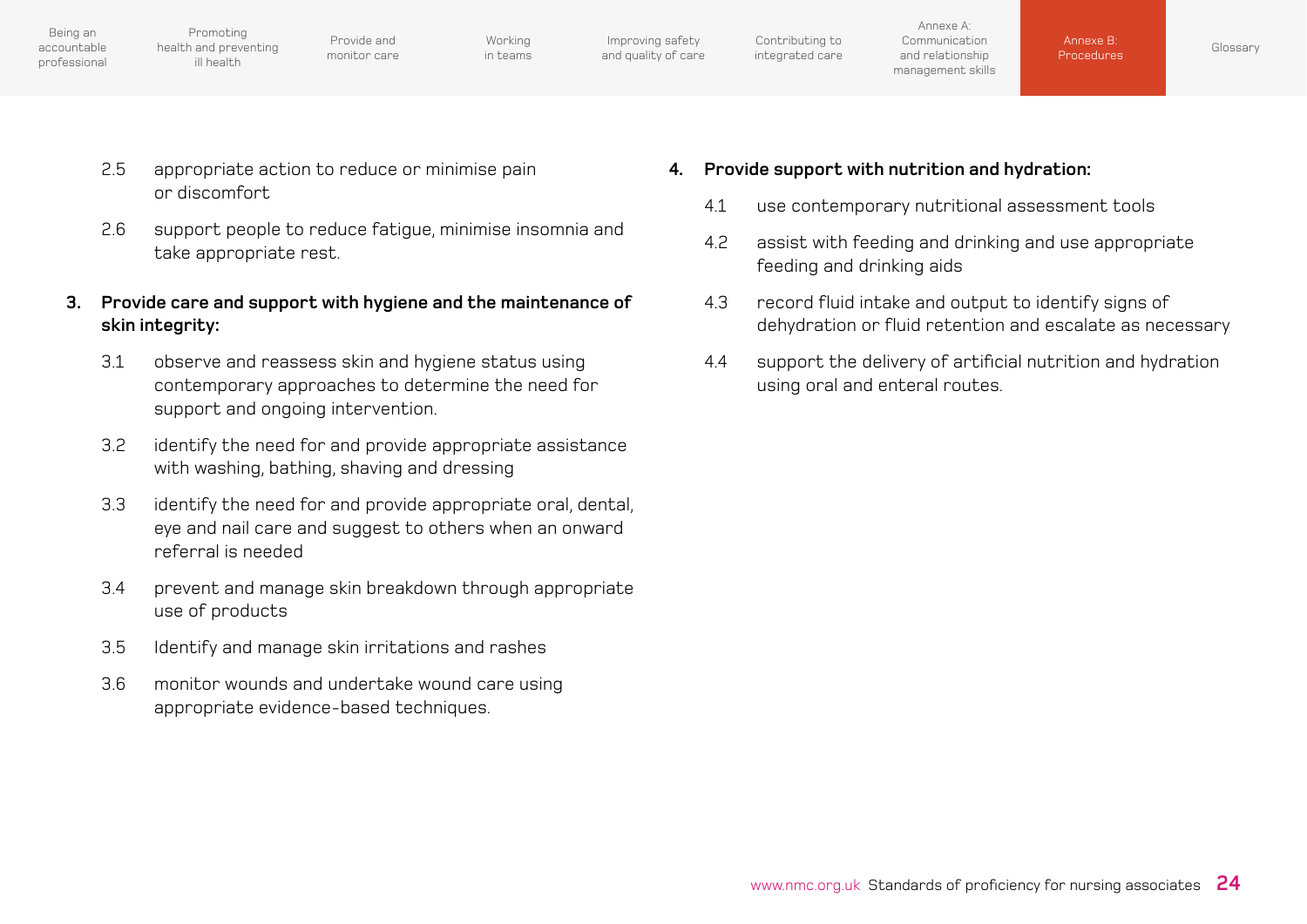2.5 appropriate action to reduce or minimise pain or discomfort

2.6 support people to reduce fatigue, minimise insomnia and take appropriate rest.

**3. Provide care and support with hygiene and the maintenance of skin integrity:**

3.1 observe and reassess skin and hygiene status using contemporary approaches to determine the need for support and ongoing intervention.

3.2 identify the need for and provide appropriate assistance with washing, bathing, shaving and dressing

3.3 identify the need for and provide appropriate oral, dental, eye and nail care and suggest to others when an onward referral is needed

3.4 prevent and manage skin breakdown through appropriate use of products

3.5 Identify and manage skin irritations and rashes

3.6 monitor wounds and undertake wound care using appropriate evidence-based techniques.

**4. Provide support with nutrition and hydration:**

4.1 use contemporary nutritional assessment tools

4.2 assist with feeding and drinking and use appropriate feeding and drinking aids

4.3 record fluid intake and output to identify signs of dehydration or fluid retention and escalate as necessary

4.4 support the delivery of artificial nutrition and hydration using oral and enteral routes.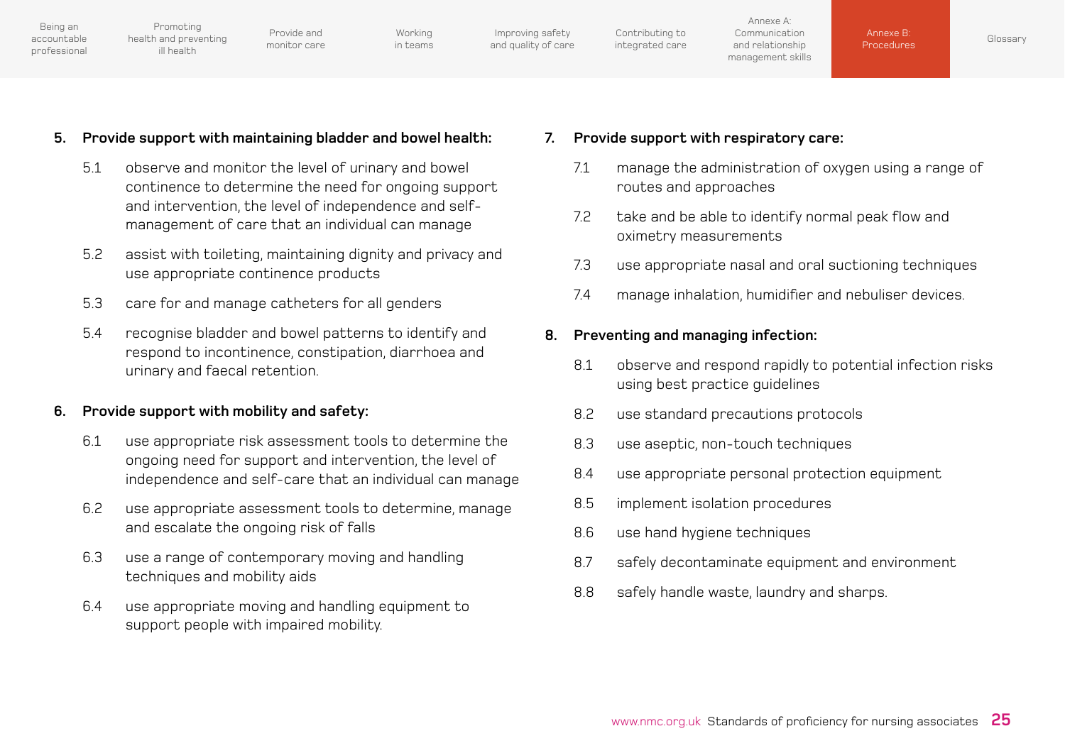**5. Provide support with maintaining bladder and bowel health:**

5.1 observe and monitor the level of urinary and bowel continence to determine the need for ongoing support and intervention, the level of independence and self-management of care that an individual can manage

5.2 assist with toileting, maintaining dignity and privacy and use appropriate continence products

5.3 care for and manage catheters for all genders

5.4 recognise bladder and bowel patterns to identify and respond to incontinence, constipation, diarrhoea and urinary and faecal retention.

**6. Provide support with mobility and safety:**

6.1 use appropriate risk assessment tools to determine the ongoing need for support and intervention, the level of independence and self-care that an individual can manage

6.2 use appropriate assessment tools to determine, manage and escalate the ongoing risk of falls

6.3 use a range of contemporary moving and handling techniques and mobility aids

6.4 use appropriate moving and handling equipment to support people with impaired mobility.

**7. Provide support with respiratory care:**

7.1 manage the administration of oxygen using a range of routes and approaches

7.2 take and be able to identify normal peak flow and oximetry measurements

7.3 use appropriate nasal and oral suctioning techniques

7.4 manage inhalation, humidifier and nebuliser devices.

**8. Preventing and managing infection:**

8.1 observe and respond rapidly to potential infection risks using best practice guidelines

8.2 use standard precautions protocols

8.3 use aseptic, non-touch techniques

8.4 use appropriate personal protection equipment

8.5 implement isolation procedures

8.6 use hand hygiene techniques

8.7 safely decontaminate equipment and environment

8.8 safely handle waste, laundry and sharps.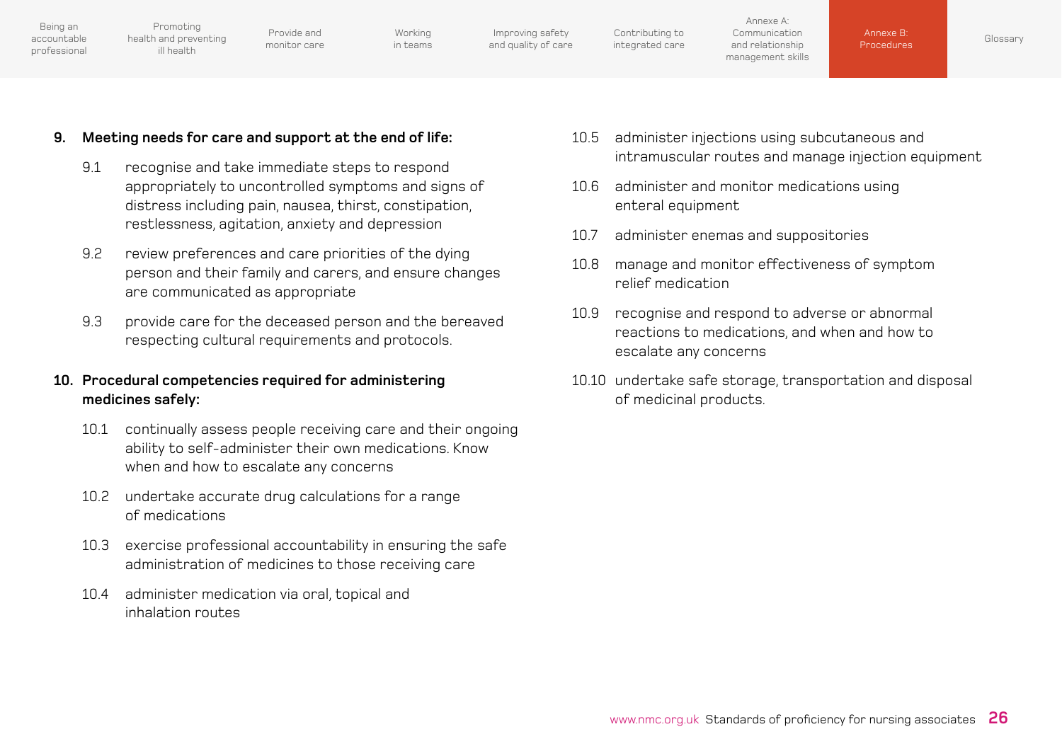**9. Meeting needs for care and support at the end of life:**

9.1 recognise and take immediate steps to respond appropriately to uncontrolled symptoms and signs of distress including pain, nausea, thirst, constipation, restlessness, agitation, anxiety and depression

9.2 review preferences and care priorities of the dying person and their family and carers, and ensure changes are communicated as appropriate

9.3 provide care for the deceased person and the bereaved respecting cultural requirements and protocols.

**10. Procedural competencies required for administering medicines safely:**

10.1 continually assess people receiving care and their ongoing ability to self-administer their own medications. Know when and how to escalate any concerns

10.2 undertake accurate drug calculations for a range of medications

10.3 exercise professional accountability in ensuring the safe administration of medicines to those receiving care

10.4 administer medication via oral, topical and inhalation routes

10.5 administer injections using subcutaneous and intramuscular routes and manage injection equipment

10.6 administer and monitor medications using enteral equipment

10.7 administer enemas and suppositories

10.8 manage and monitor effectiveness of symptom relief medication

10.9 recognise and respond to adverse or abnormal reactions to medications, and when and how to escalate any concerns

10.10 undertake safe storage, transportation and disposal of medicinal products.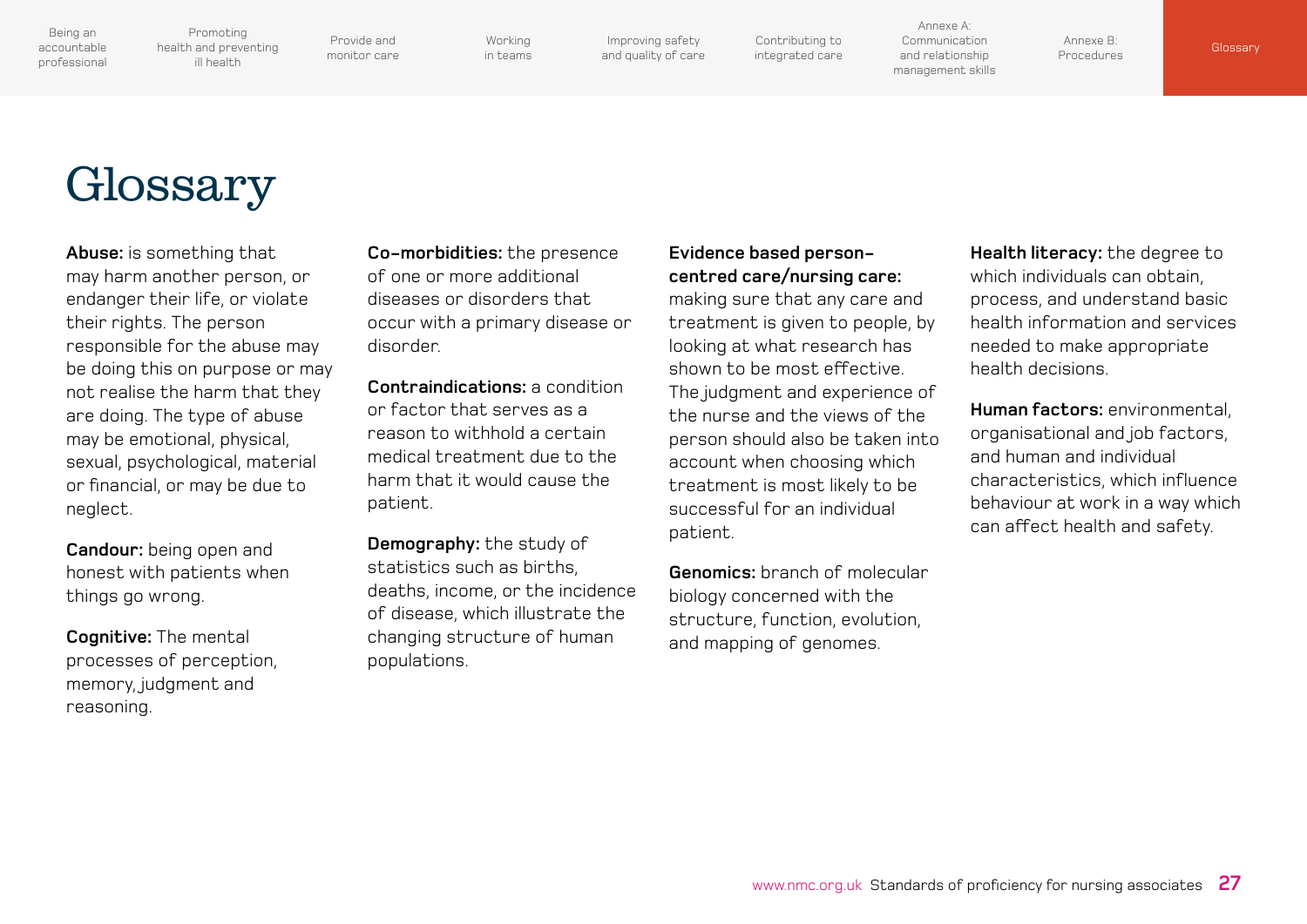# Glossary

**Abuse:** is something that may harm another person, or endanger their life, or violate their rights. The person responsible for the abuse may be doing this on purpose or may not realise the harm that they are doing. The type of abuse may be emotional, physical, sexual, psychological, material or financial, or may be due to neglect.

**Candour:** being open and honest with patients when things go wrong.

**Cognitive:** The mental processes of perception, memory, judgment and reasoning.

**Co-morbidities:** the presence of one or more additional diseases or disorders that occur with a primary disease or disorder.

**Contraindications:** a condition or factor that serves as a reason to withhold a certain medical treatment due to the harm that it would cause the patient.

**Demography:** the study of statistics such as births, deaths, income, or the incidence of disease, which illustrate the changing structure of human populations.

**Evidence based person-centred care/nursing care:** making sure that any care and treatment is given to people, by looking at what research has shown to be most effective. The judgment and experience of the nurse and the views of the person should also be taken into account when choosing which treatment is most likely to be successful for an individual patient.

**Genomics:** branch of molecular biology concerned with the structure, function, evolution, and mapping of genomes.

**Health literacy:** the degree to which individuals can obtain, process, and understand basic health information and services needed to make appropriate health decisions.

**Human factors:** environmental, organisational and job factors, and human and individual characteristics, which influence behaviour at work in a way which can affect health and safety.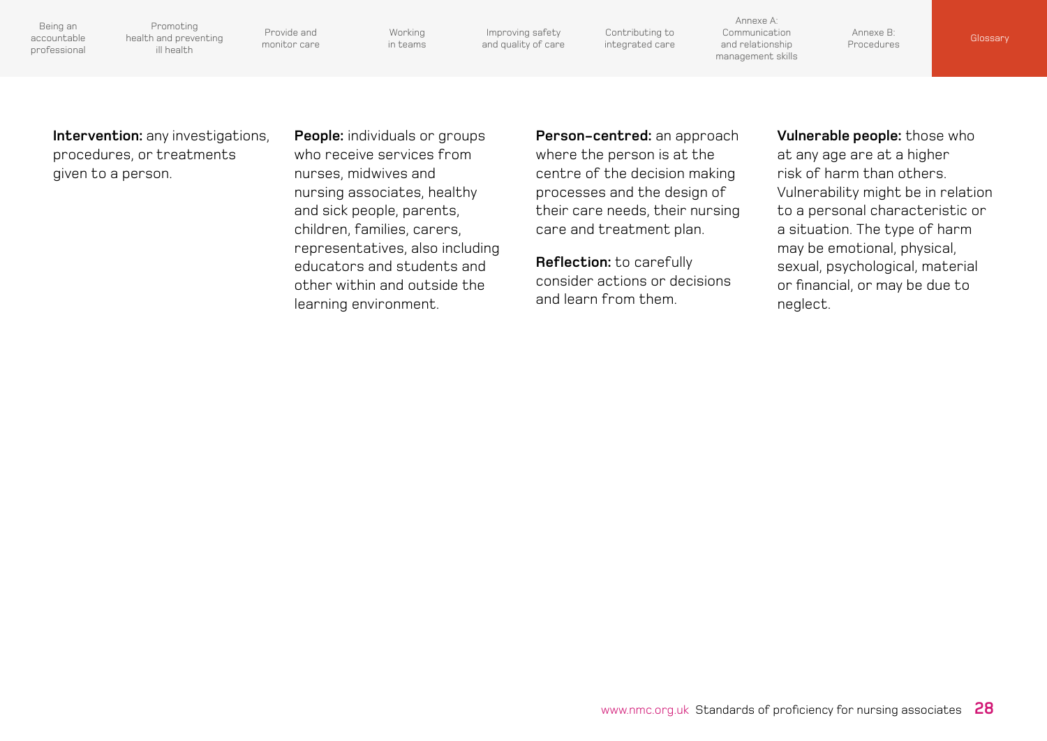**Intervention:** any investigations, procedures, or treatments given to a person.

**People:** individuals or groups who receive services from nurses, midwives and nursing associates, healthy and sick people, parents, children, families, carers, representatives, also including educators and students and other within and outside the learning environment.

**Person-centred:** an approach where the person is at the centre of the decision making processes and the design of their care needs, their nursing care and treatment plan.

**Reflection:** to carefully consider actions or decisions and learn from them.

**Vulnerable people:** those who at any age are at a higher risk of harm than others. Vulnerability might be in relation to a personal characteristic or a situation. The type of harm may be emotional, physical, sexual, psychological, material or financial, or may be due to neglect.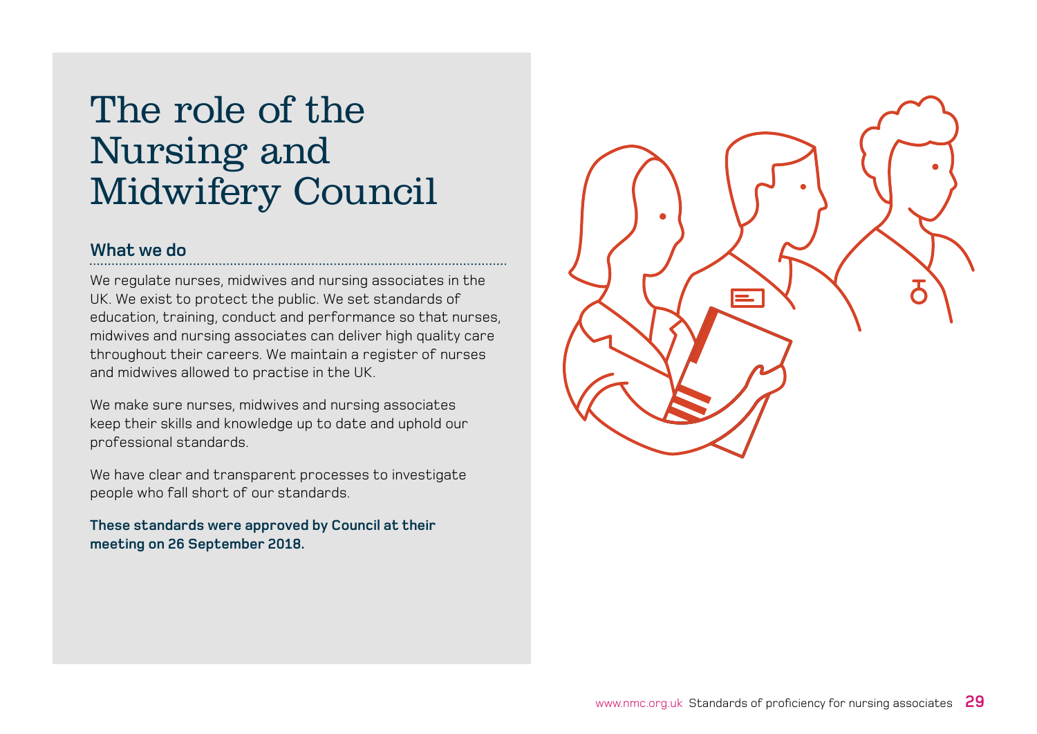# The role of the Nursing and Midwifery Council

## What we do

We regulate nurses, midwives and nursing associates in the UK. We exist to protect the public. We set standards of education, training, conduct and performance so that nurses, midwives and nursing associates can deliver high quality care throughout their careers. We maintain a register of nurses and midwives allowed to practise in the UK.

We make sure nurses, midwives and nursing associates keep their skills and knowledge up to date and uphold our professional standards.

We have clear and transparent processes to investigate people who fall short of our standards.

**These standards were approved by Council at their meeting on 26 September 2018.**